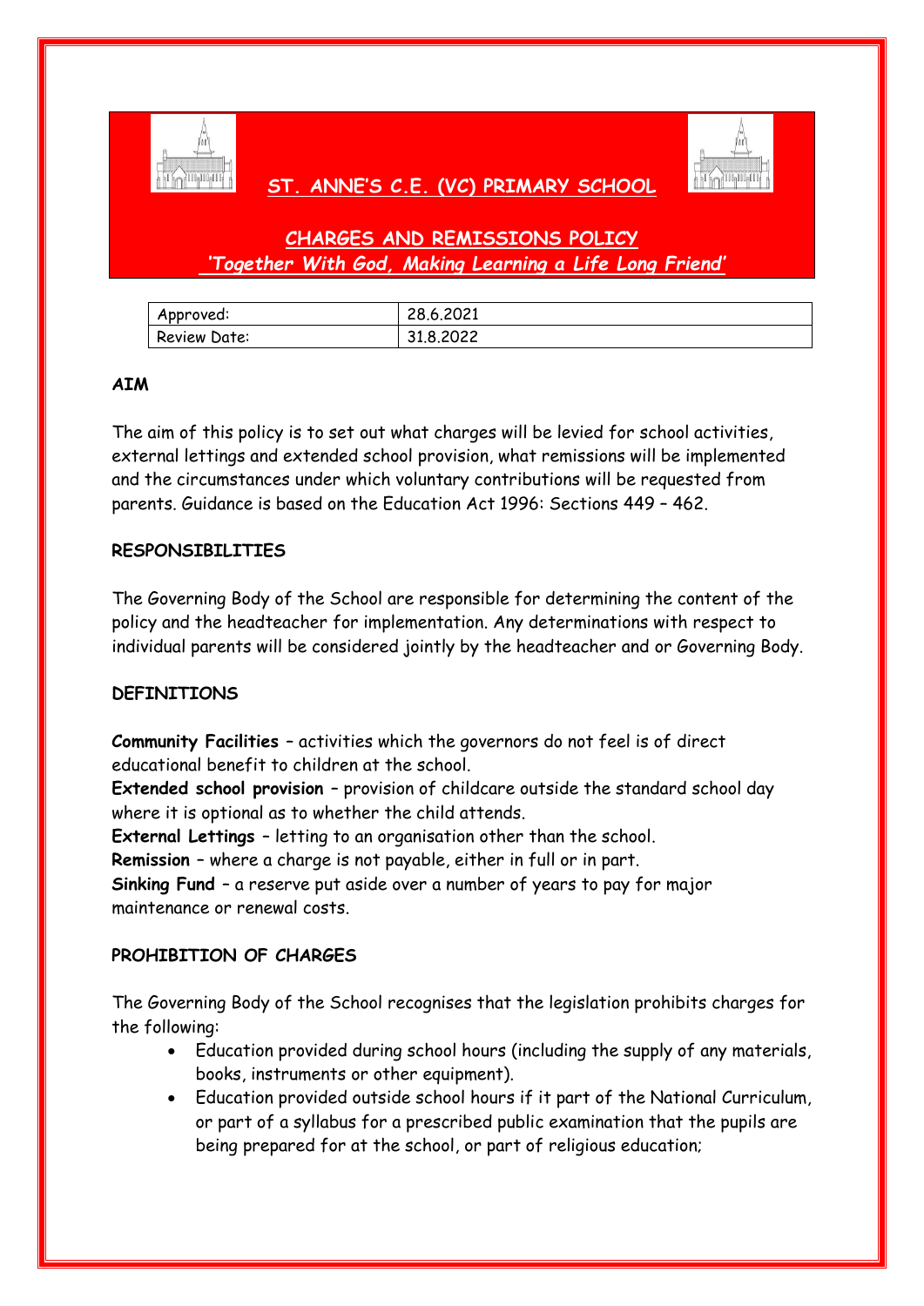# ST. ANNE'S C.E. (VC) PRIMARY SCHOOL

## CHARGES AND REMISSIONS POLICY

*'Together With God, Making Learning a Life Long Friend'*

| Approved: | 28.6.2021 |
|---|---|
| Review Date: | 31.8.2022 |

**AIM**

The aim of this policy is to set out what charges will be levied for school activities, external lettings and extended school provision, what remissions will be implemented and the circumstances under which voluntary contributions will be requested from parents. Guidance is based on the Education Act 1996: Sections 449 – 462.

**RESPONSIBILITIES**

The Governing Body of the School are responsible for determining the content of the policy and the headteacher for implementation. Any determinations with respect to individual parents will be considered jointly by the headteacher and or Governing Body.

**DEFINITIONS**

**Community Facilities** – activities which the governors do not feel is of direct educational benefit to children at the school.
**Extended school provision** – provision of childcare outside the standard school day where it is optional as to whether the child attends.
**External Lettings** – letting to an organisation other than the school.
**Remission** – where a charge is not payable, either in full or in part.
**Sinking Fund** – a reserve put aside over a number of years to pay for major maintenance or renewal costs.

**PROHIBITION OF CHARGES**

The Governing Body of the School recognises that the legislation prohibits charges for the following:

- Education provided during school hours (including the supply of any materials, books, instruments or other equipment).
- Education provided outside school hours if it part of the National Curriculum, or part of a syllabus for a prescribed public examination that the pupils are being prepared for at the school, or part of religious education;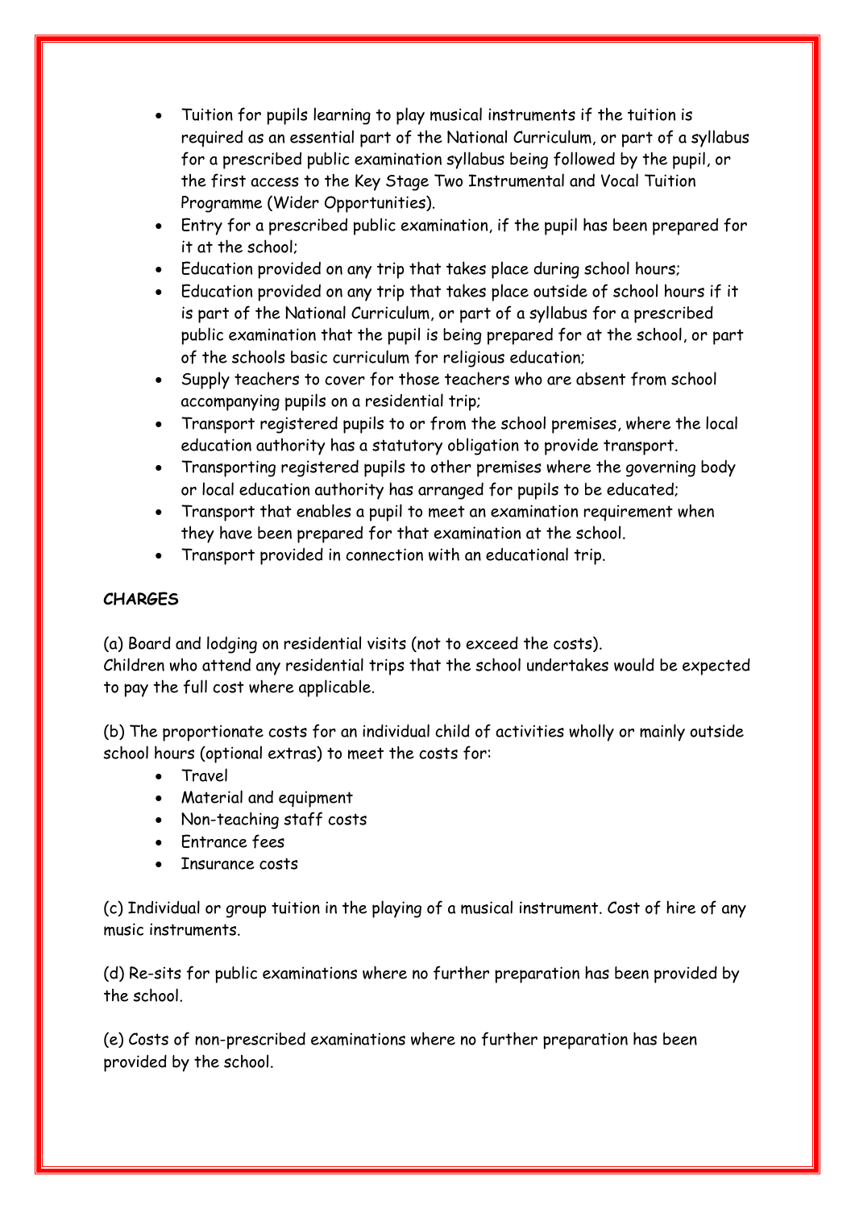- Tuition for pupils learning to play musical instruments if the tuition is required as an essential part of the National Curriculum, or part of a syllabus for a prescribed public examination syllabus being followed by the pupil, or the first access to the Key Stage Two Instrumental and Vocal Tuition Programme (Wider Opportunities).
- Entry for a prescribed public examination, if the pupil has been prepared for it at the school;
- Education provided on any trip that takes place during school hours;
- Education provided on any trip that takes place outside of school hours if it is part of the National Curriculum, or part of a syllabus for a prescribed public examination that the pupil is being prepared for at the school, or part of the schools basic curriculum for religious education;
- Supply teachers to cover for those teachers who are absent from school accompanying pupils on a residential trip;
- Transport registered pupils to or from the school premises, where the local education authority has a statutory obligation to provide transport.
- Transporting registered pupils to other premises where the governing body or local education authority has arranged for pupils to be educated;
- Transport that enables a pupil to meet an examination requirement when they have been prepared for that examination at the school.
- Transport provided in connection with an educational trip.

**CHARGES**

(a) Board and lodging on residential visits (not to exceed the costs).
Children who attend any residential trips that the school undertakes would be expected to pay the full cost where applicable.

(b) The proportionate costs for an individual child of activities wholly or mainly outside school hours (optional extras) to meet the costs for:

- Travel
- Material and equipment
- Non-teaching staff costs
- Entrance fees
- Insurance costs

(c) Individual or group tuition in the playing of a musical instrument. Cost of hire of any music instruments.

(d) Re-sits for public examinations where no further preparation has been provided by the school.

(e) Costs of non-prescribed examinations where no further preparation has been provided by the school.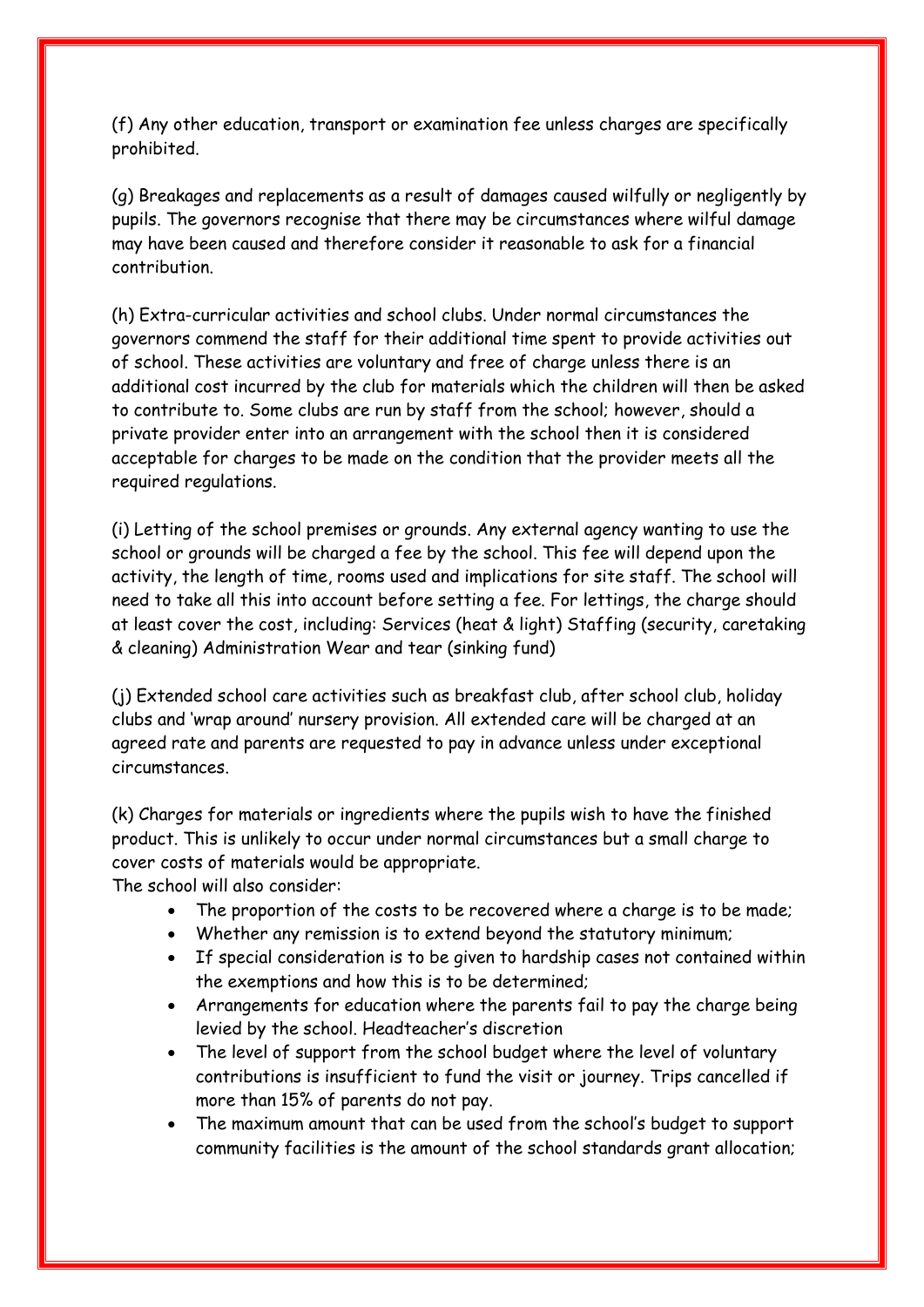(f) Any other education, transport or examination fee unless charges are specifically prohibited.

(g) Breakages and replacements as a result of damages caused wilfully or negligently by pupils. The governors recognise that there may be circumstances where wilful damage may have been caused and therefore consider it reasonable to ask for a financial contribution.

(h) Extra-curricular activities and school clubs. Under normal circumstances the governors commend the staff for their additional time spent to provide activities out of school. These activities are voluntary and free of charge unless there is an additional cost incurred by the club for materials which the children will then be asked to contribute to. Some clubs are run by staff from the school; however, should a private provider enter into an arrangement with the school then it is considered acceptable for charges to be made on the condition that the provider meets all the required regulations.

(i) Letting of the school premises or grounds. Any external agency wanting to use the school or grounds will be charged a fee by the school. This fee will depend upon the activity, the length of time, rooms used and implications for site staff. The school will need to take all this into account before setting a fee. For lettings, the charge should at least cover the cost, including: Services (heat & light) Staffing (security, caretaking & cleaning) Administration Wear and tear (sinking fund)

(j) Extended school care activities such as breakfast club, after school club, holiday clubs and 'wrap around' nursery provision. All extended care will be charged at an agreed rate and parents are requested to pay in advance unless under exceptional circumstances.

(k) Charges for materials or ingredients where the pupils wish to have the finished product. This is unlikely to occur under normal circumstances but a small charge to cover costs of materials would be appropriate.
The school will also consider:

- The proportion of the costs to be recovered where a charge is to be made;
- Whether any remission is to extend beyond the statutory minimum;
- If special consideration is to be given to hardship cases not contained within the exemptions and how this is to be determined;
- Arrangements for education where the parents fail to pay the charge being levied by the school. Headteacher's discretion
- The level of support from the school budget where the level of voluntary contributions is insufficient to fund the visit or journey. Trips cancelled if more than 15% of parents do not pay.
- The maximum amount that can be used from the school's budget to support community facilities is the amount of the school standards grant allocation;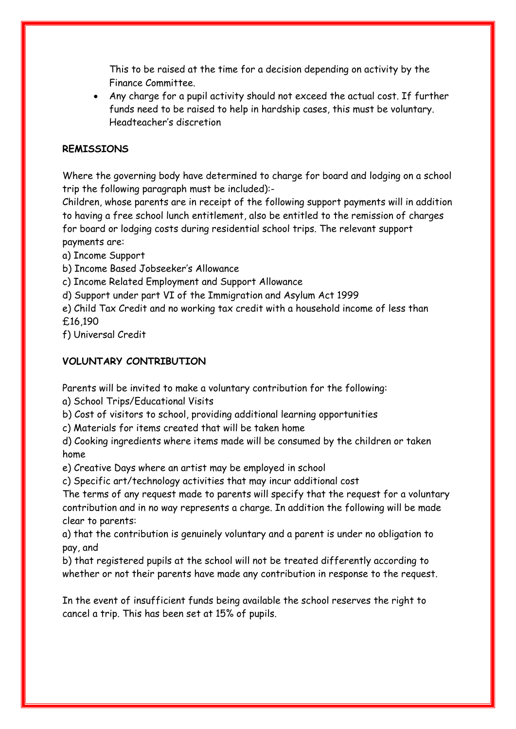This to be raised at the time for a decision depending on activity by the Finance Committee.

- Any charge for a pupil activity should not exceed the actual cost. If further funds need to be raised to help in hardship cases, this must be voluntary. Headteacher's discretion

**REMISSIONS**

Where the governing body have determined to charge for board and lodging on a school trip the following paragraph must be included):-

Children, whose parents are in receipt of the following support payments will in addition to having a free school lunch entitlement, also be entitled to the remission of charges for board or lodging costs during residential school trips. The relevant support payments are:

a) Income Support
b) Income Based Jobseeker's Allowance
c) Income Related Employment and Support Allowance
d) Support under part VI of the Immigration and Asylum Act 1999
e) Child Tax Credit and no working tax credit with a household income of less than £16,190
f) Universal Credit

**VOLUNTARY CONTRIBUTION**

Parents will be invited to make a voluntary contribution for the following:

a) School Trips/Educational Visits
b) Cost of visitors to school, providing additional learning opportunities
c) Materials for items created that will be taken home
d) Cooking ingredients where items made will be consumed by the children or taken home
e) Creative Days where an artist may be employed in school
c) Specific art/technology activities that may incur additional cost

The terms of any request made to parents will specify that the request for a voluntary contribution and in no way represents a charge. In addition the following will be made clear to parents:

a) that the contribution is genuinely voluntary and a parent is under no obligation to pay, and
b) that registered pupils at the school will not be treated differently according to whether or not their parents have made any contribution in response to the request.

In the event of insufficient funds being available the school reserves the right to cancel a trip. This has been set at 15% of pupils.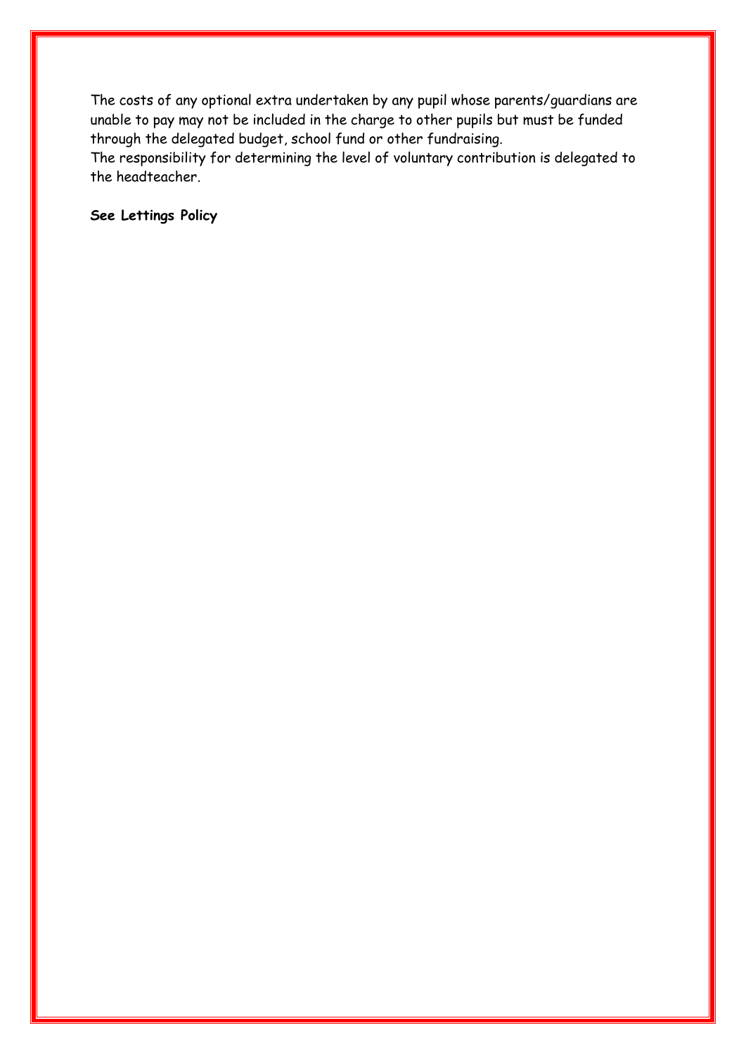The costs of any optional extra undertaken by any pupil whose parents/guardians are unable to pay may not be included in the charge to other pupils but must be funded through the delegated budget, school fund or other fundraising.
The responsibility for determining the level of voluntary contribution is delegated to the headteacher.

**See Lettings Policy**